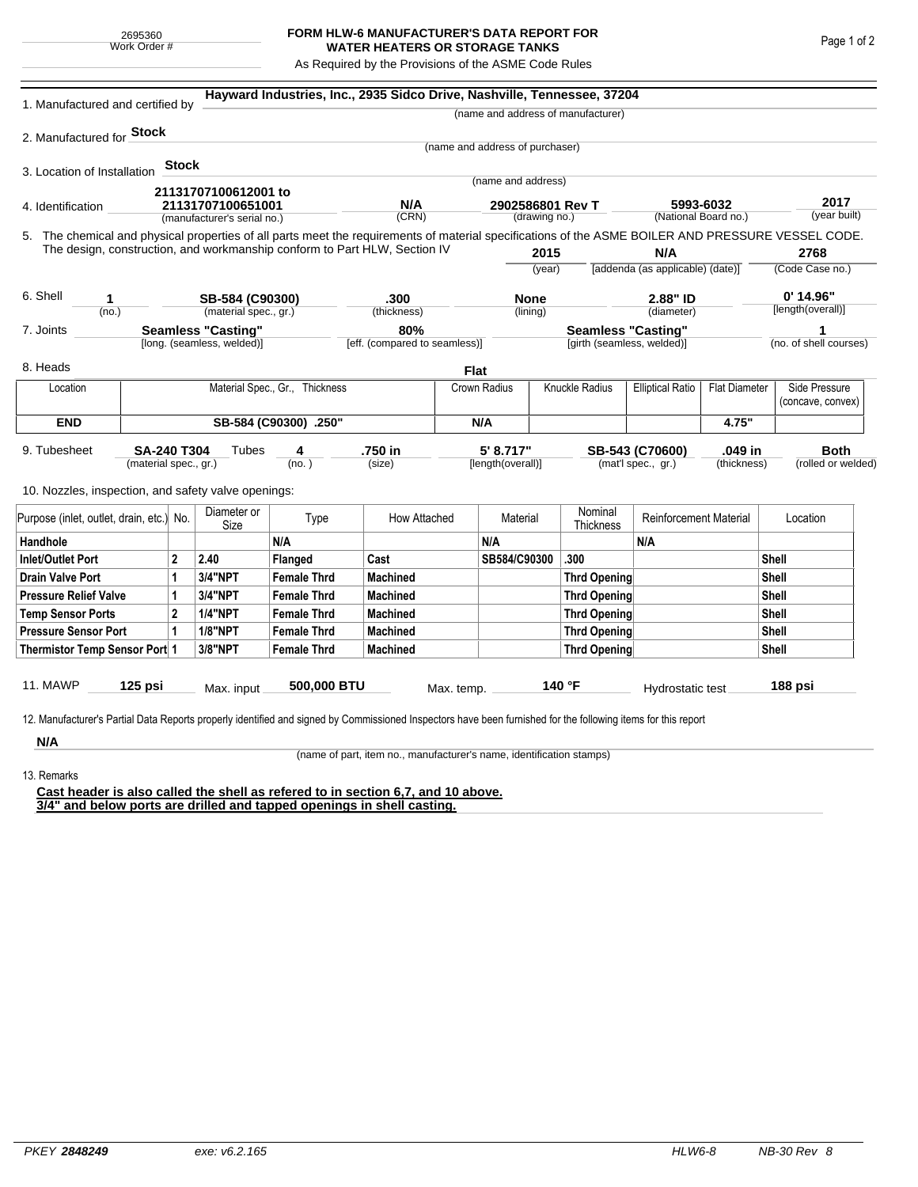2695360
Work Order #

# FORM HLW-6 MANUFACTURER'S DATA REPORT FOR WATER HEATERS OR STORAGE TANKS

As Required by the Provisions of the ASME Code Rules

1. Manufactured and certified by **Hayward Industries, Inc., 2935 Sidco Drive, Nashville, Tennessee, 37204**
(name and address of manufacturer)

2. Manufactured for **Stock**
(name and address of purchaser)

3. Location of Installation **Stock**
(name and address)

4. Identification **21131707100612001 to 21131707100651001** (manufacturer's serial no.) **N/A** (CRN) **2902586801 Rev T** (drawing no.) **5993-6032** (National Board no.) **2017** (year built)

5. The chemical and physical properties of all parts meet the requirements of material specifications of the ASME BOILER AND PRESSURE VESSEL CODE. The design, construction, and workmanship conform to Part HLW, Section IV **2015** (year) **N/A** [addenda (as applicable) (date)] **2768** (Code Case no.)

6. Shell **1** (no.) **SB-584 (C90300)** (material spec., gr.) **.300** (thickness) **None** (lining) **2.88" ID** (diameter) **0' 14.96"** [length(overall)]

7. Joints **Seamless "Casting"** [long. (seamless, welded)] **80%** [eff. (compared to seamless)] **Seamless "Casting"** [girth (seamless, welded)] **1** (no. of shell courses)

8. Heads **Flat**

| Location | Material Spec., Gr., Thickness | Crown Radius | Knuckle Radius | Elliptical Ratio | Flat Diameter | Side Pressure (concave, convex) |
|---|---|---|---|---|---|---|
| **END** | **SB-584 (C90300) .250"** | **N/A** | | | **4.75"** | |

9. Tubesheet **SA-240 T304** (material spec., gr.) Tubes **4** (no.) **.750 in** (size) **5' 8.717"** [length(overall)] **SB-543 (C70600)** (mat'l spec., gr.) **.049 in** (thickness) **Both** (rolled or welded)

10. Nozzles, inspection, and safety valve openings:

| Purpose (inlet, outlet, drain, etc.) | No. | Diameter or Size | Type | How Attached | Material | Nominal Thickness | Reinforcement Material | Location |
|---|---|---|---|---|---|---|---|---|
| **Handhole** | | | **N/A** | | **N/A** | | **N/A** | |
| **Inlet/Outlet Port** | **2** | **2.40** | **Flanged** | **Cast** | **SB584/C90300** | **.300** | | **Shell** |
| **Drain Valve Port** | **1** | **3/4"NPT** | **Female Thrd** | **Machined** | | **Thrd Opening** | | **Shell** |
| **Pressure Relief Valve** | **1** | **3/4"NPT** | **Female Thrd** | **Machined** | | **Thrd Opening** | | **Shell** |
| **Temp Sensor Ports** | **2** | **1/4"NPT** | **Female Thrd** | **Machined** | | **Thrd Opening** | | **Shell** |
| **Pressure Sensor Port** | **1** | **1/8"NPT** | **Female Thrd** | **Machined** | | **Thrd Opening** | | **Shell** |
| **Thermistor Temp Sensor Port** | **1** | **3/8"NPT** | **Female Thrd** | **Machined** | | **Thrd Opening** | | **Shell** |

11. MAWP **125 psi** Max. input **500,000 BTU** Max. temp. **140 °F** Hydrostatic test **188 psi**

12. Manufacturer's Partial Data Reports properly identified and signed by Commissioned Inspectors have been furnished for the following items for this report

**N/A**
(name of part, item no., manufacturer's name, identification stamps)

13. Remarks

**Cast header is also called the shell as refered to in section 6,7, and 10 above.**
**3/4" and below ports are drilled and tapped openings in shell casting.**

PKEY **2848249** exe: v6.2.165 HLW6-8 NB-30 Rev 8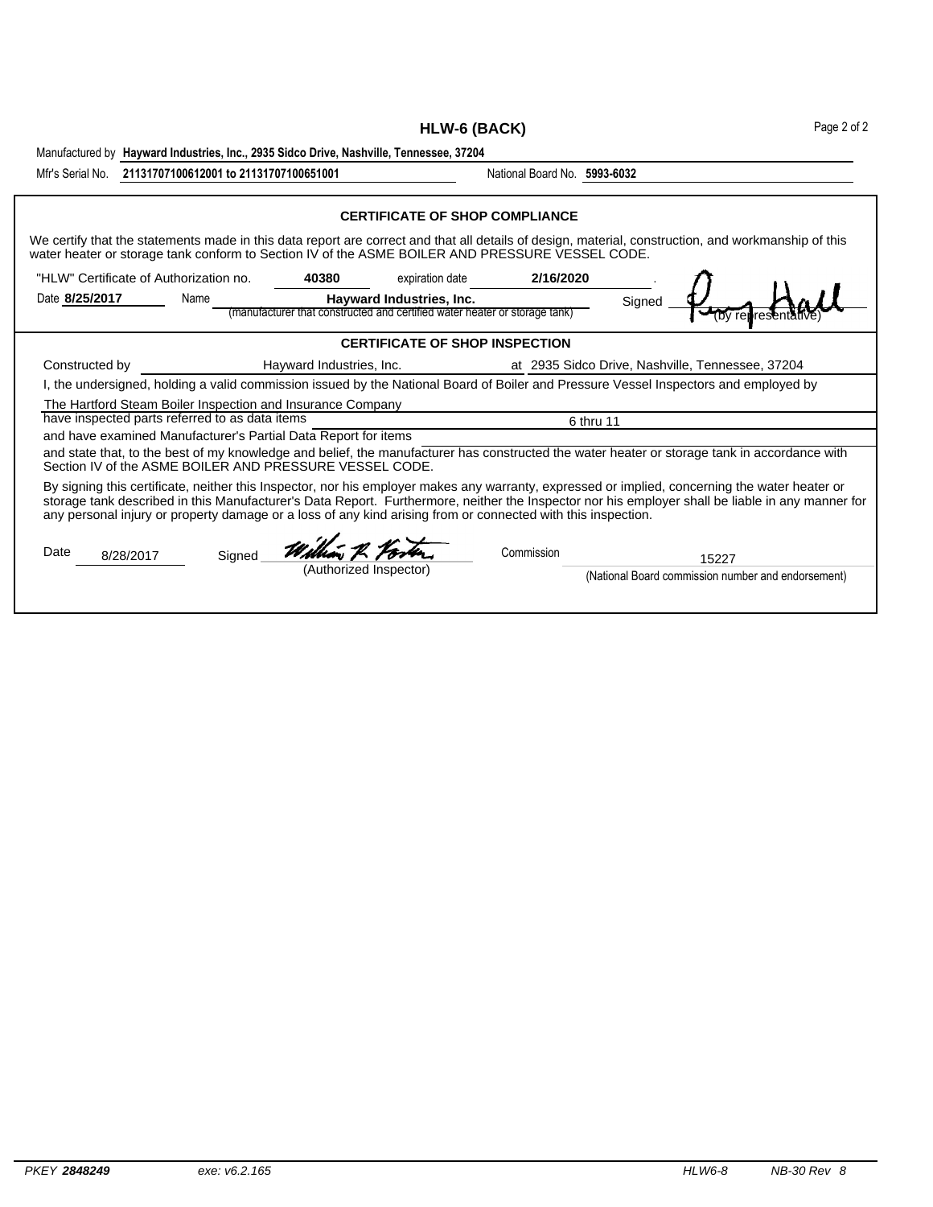# HLW-6 (BACK)

Manufactured by **Hayward Industries, Inc., 2935 Sidco Drive, Nashville, Tennessee, 37204**

Mfr's Serial No. **21131707100612001 to 21131707100651001** National Board No. **5993-6032**

## CERTIFICATE OF SHOP COMPLIANCE

We certify that the statements made in this data report are correct and that all details of design, material, construction, and workmanship of this water heater or storage tank conform to Section IV of the ASME BOILER AND PRESSURE VESSEL CODE.

"HLW" Certificate of Authorization no. **40380** expiration date **2/16/2020** .

Date **8/25/2017** Name **Hayward Industries, Inc.** (manufacturer that constructed and certified water heater or storage tank) Signed (by representative)

## CERTIFICATE OF SHOP INSPECTION

Constructed by Hayward Industries, Inc. at 2935 Sidco Drive, Nashville, Tennessee, 37204

I, the undersigned, holding a valid commission issued by the National Board of Boiler and Pressure Vessel Inspectors and employed by The Hartford Steam Boiler Inspection and Insurance Company

have inspected parts referred to as data items 6 thru 11

and have examined Manufacturer's Partial Data Report for items

and state that, to the best of my knowledge and belief, the manufacturer has constructed the water heater or storage tank in accordance with Section IV of the ASME BOILER AND PRESSURE VESSEL CODE.

By signing this certificate, neither this Inspector, nor his employer makes any warranty, expressed or implied, concerning the water heater or storage tank described in this Manufacturer's Data Report. Furthermore, neither the Inspector nor his employer shall be liable in any manner for any personal injury or property damage or a loss of any kind arising from or connected with this inspection.

Date 8/28/2017 Signed (Authorized Inspector) Commission 15227 (National Board commission number and endorsement)

PKEY 2848249 exe: v6.2.165 HLW6-8 NB-30 Rev 8